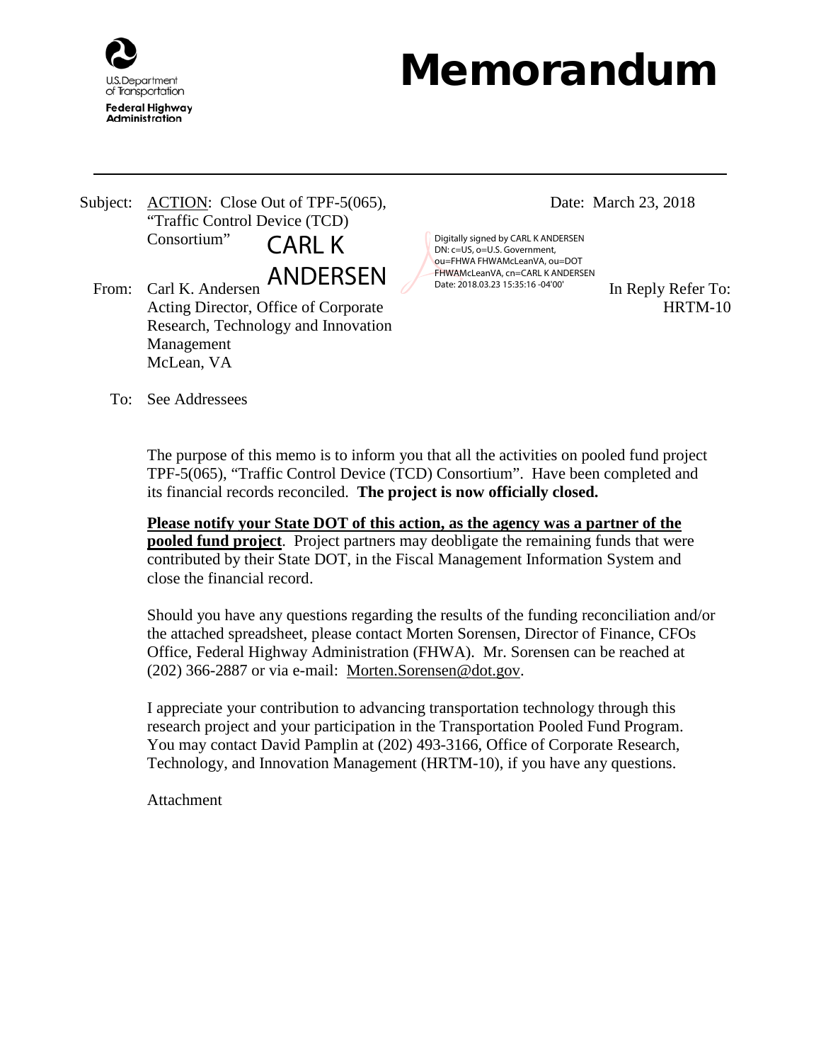U.S. Department of Transportation
Federal Highway Administration

# Memorandum

Subject: ACTION: Close Out of TPF-5(065), "Traffic Control Device (TCD) Consortium"

Date: March 23, 2018

From: Carl K. Andersen
Acting Director, Office of Corporate Research, Technology and Innovation Management
McLean, VA

CARL K ANDERSEN

Digitally signed by CARL K ANDERSEN
DN: c=US, o=U.S. Government, ou=FHWA FHWAMcLeanVA, ou=DOT FHWAMcLeanVA, cn=CARL K ANDERSEN
Date: 2018.03.23 15:35:16 -04'00'

In Reply Refer To: HRTM-10

To: See Addressees

The purpose of this memo is to inform you that all the activities on pooled fund project TPF-5(065), "Traffic Control Device (TCD) Consortium". Have been completed and its financial records reconciled. **The project is now officially closed.**

**Please notify your State DOT of this action, as the agency was a partner of the pooled fund project**. Project partners may deobligate the remaining funds that were contributed by their State DOT, in the Fiscal Management Information System and close the financial record.

Should you have any questions regarding the results of the funding reconciliation and/or the attached spreadsheet, please contact Morten Sorensen, Director of Finance, CFOs Office, Federal Highway Administration (FHWA). Mr. Sorensen can be reached at (202) 366-2887 or via e-mail: Morten.Sorensen@dot.gov.

I appreciate your contribution to advancing transportation technology through this research project and your participation in the Transportation Pooled Fund Program. You may contact David Pamplin at (202) 493-3166, Office of Corporate Research, Technology, and Innovation Management (HRTM-10), if you have any questions.

Attachment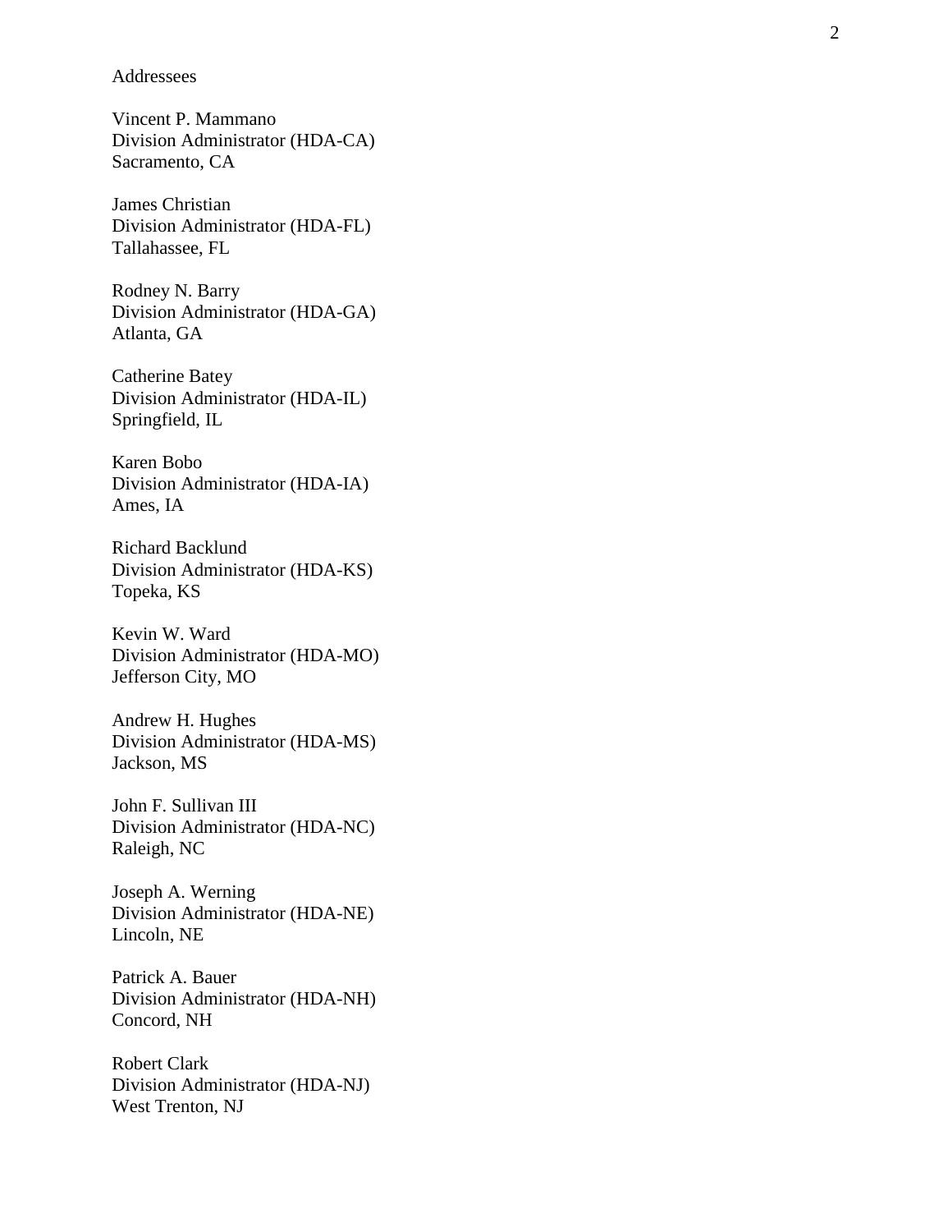Addressees

Vincent P. Mammano
Division Administrator (HDA-CA)
Sacramento, CA

James Christian
Division Administrator (HDA-FL)
Tallahassee, FL

Rodney N. Barry
Division Administrator (HDA-GA)
Atlanta, GA

Catherine Batey
Division Administrator (HDA-IL)
Springfield, IL

Karen Bobo
Division Administrator (HDA-IA)
Ames, IA

Richard Backlund
Division Administrator (HDA-KS)
Topeka, KS

Kevin W. Ward
Division Administrator (HDA-MO)
Jefferson City, MO

Andrew H. Hughes
Division Administrator (HDA-MS)
Jackson, MS

John F. Sullivan III
Division Administrator (HDA-NC)
Raleigh, NC

Joseph A. Werning
Division Administrator (HDA-NE)
Lincoln, NE

Patrick A. Bauer
Division Administrator (HDA-NH)
Concord, NH

Robert Clark
Division Administrator (HDA-NJ)
West Trenton, NJ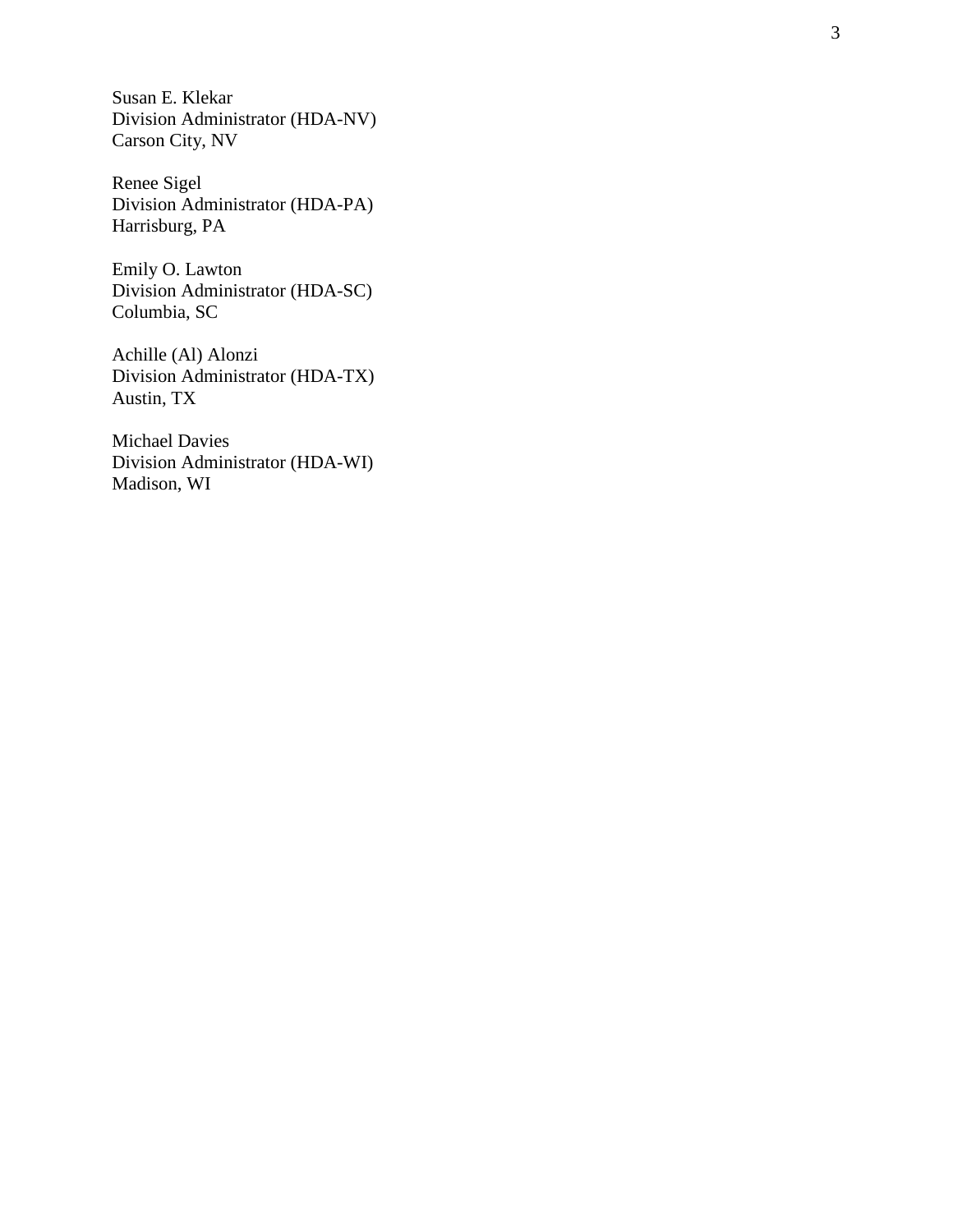Susan E. Klekar
Division Administrator (HDA-NV)
Carson City, NV

Renee Sigel
Division Administrator (HDA-PA)
Harrisburg, PA

Emily O. Lawton
Division Administrator (HDA-SC)
Columbia, SC

Achille (Al) Alonzi
Division Administrator (HDA-TX)
Austin, TX

Michael Davies
Division Administrator (HDA-WI)
Madison, WI